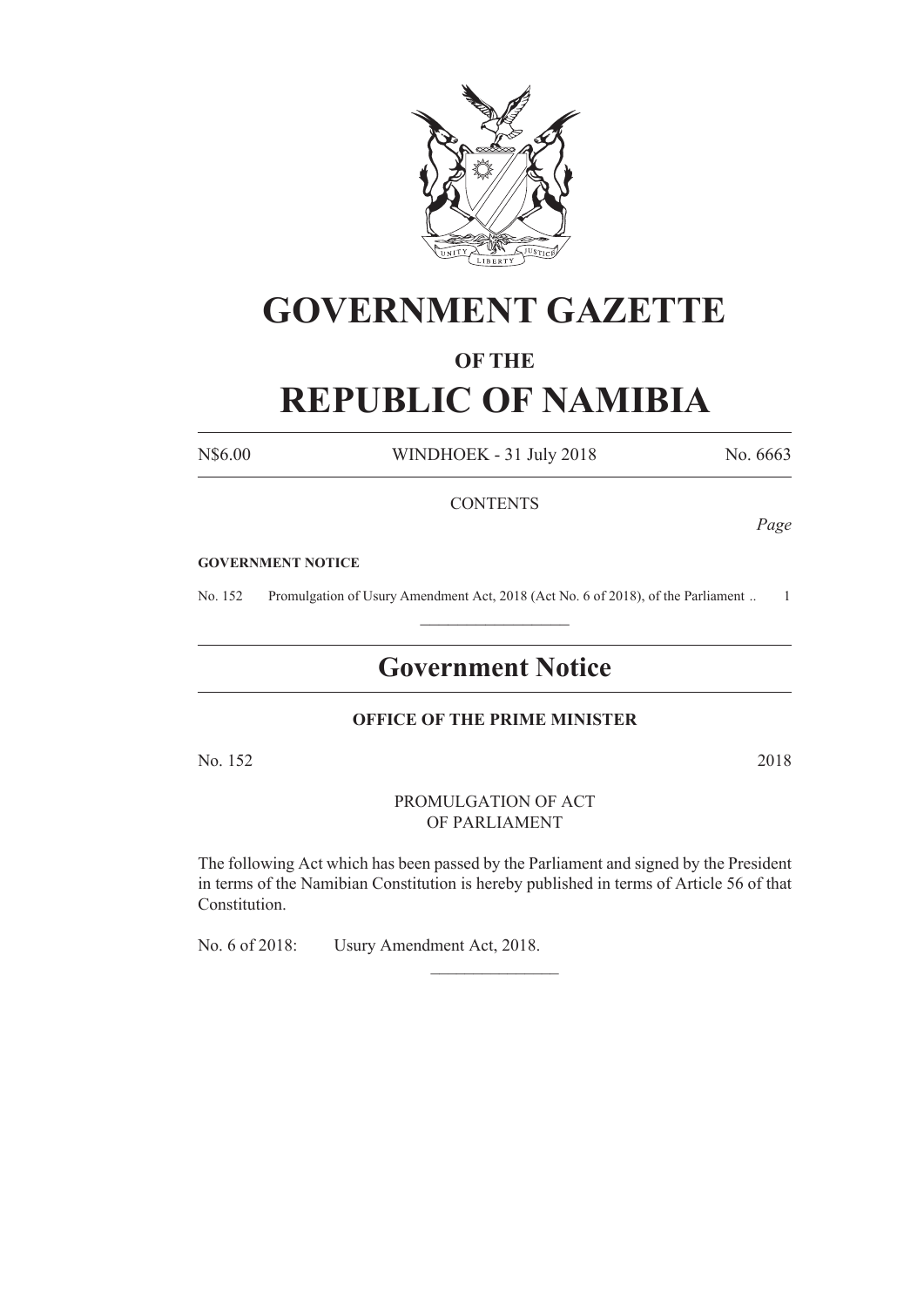# GOVERNMENT GAZETTE

### OF THE

# REPUBLIC OF NAMIBIA

N$6.00 WINDHOEK - 31 July 2018 No. 6663

CONTENTS

*Page*

**GOVERNMENT NOTICE**

No. 152 Promulgation of Usury Amendment Act, 2018 (Act No. 6 of 2018), of the Parliament .. 1

---

## Government Notice

**OFFICE OF THE PRIME MINISTER**

No. 152 2018

PROMULGATION OF ACT
OF PARLIAMENT

The following Act which has been passed by the Parliament and signed by the President in terms of the Namibian Constitution is hereby published in terms of Article 56 of that Constitution.

No. 6 of 2018: Usury Amendment Act, 2018.

---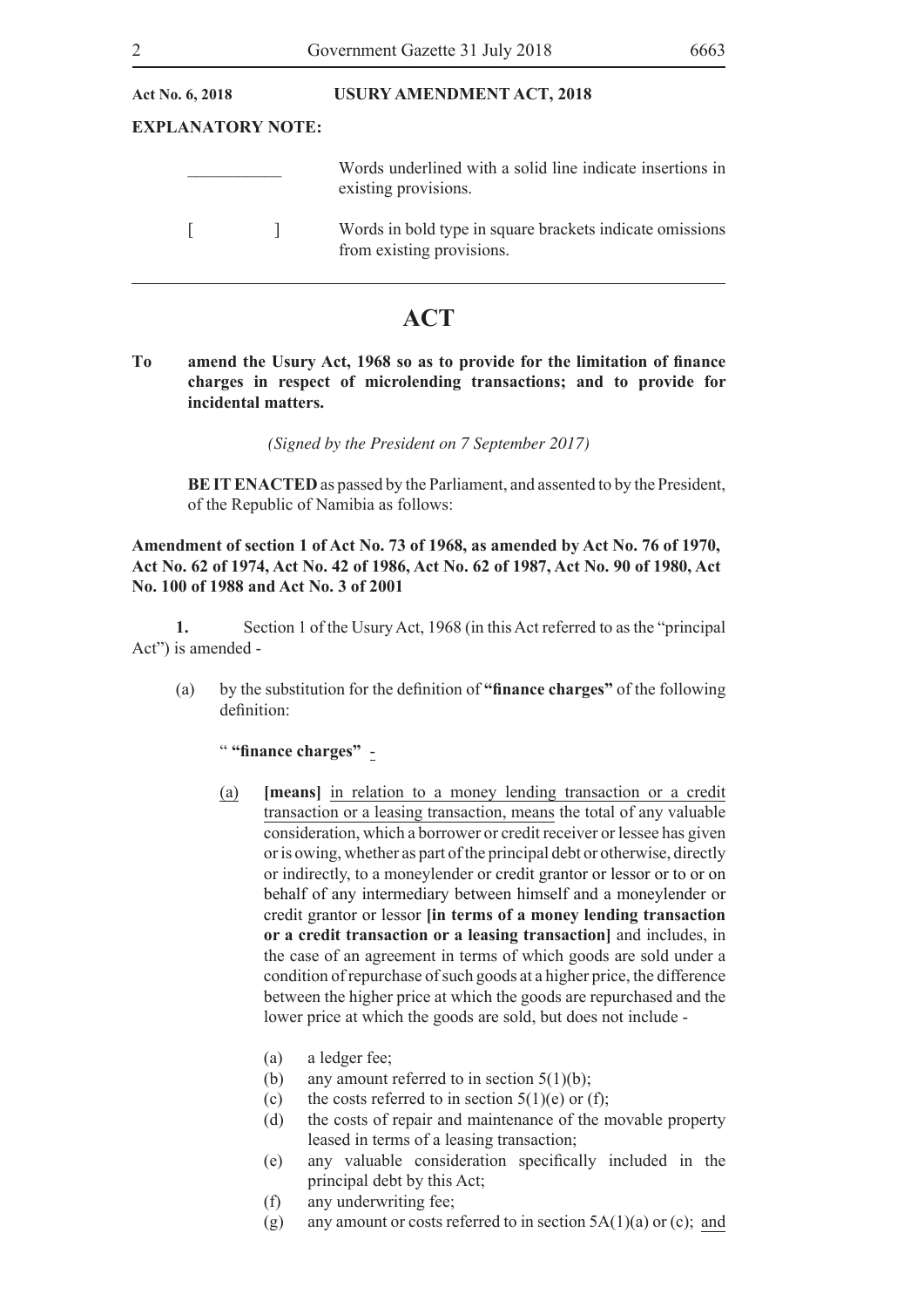**Act No. 6, 2018** **USURY AMENDMENT ACT, 2018**

**EXPLANATORY NOTE:**

| | |
|---|---|
| ___________ | Words underlined with a solid line indicate insertions in existing provisions. |
| [ ] | Words in bold type in square brackets indicate omissions from existing provisions. |

# ACT

**To amend the Usury Act, 1968 so as to provide for the limitation of finance charges in respect of microlending transactions; and to provide for incidental matters.**

*(Signed by the President on 7 September 2017)*

**BE IT ENACTED** as passed by the Parliament, and assented to by the President, of the Republic of Namibia as follows:

**Amendment of section 1 of Act No. 73 of 1968, as amended by Act No. 76 of 1970, Act No. 62 of 1974, Act No. 42 of 1986, Act No. 62 of 1987, Act No. 90 of 1980, Act No. 100 of 1988 and Act No. 3 of 2001**

**1.** Section 1 of the Usury Act, 1968 (in this Act referred to as the "principal Act") is amended -

(a) by the substitution for the definition of **"finance charges"** of the following definition:

" **"finance charges"** <u>-</u>

<u>(a)</u> **[means]** <u>in relation to a money lending transaction or a credit transaction or a leasing transaction, means</u> the total of any valuable consideration, which a borrower or credit receiver or lessee has given or is owing, whether as part of the principal debt or otherwise, directly or indirectly, to a moneylender or credit grantor or lessor or to or on behalf of any intermediary between himself and a moneylender or credit grantor or lessor **[in terms of a money lending transaction or a credit transaction or a leasing transaction]** and includes, in the case of an agreement in terms of which goods are sold under a condition of repurchase of such goods at a higher price, the difference between the higher price at which the goods are repurchased and the lower price at which the goods are sold, but does not include -

(a) a ledger fee;

(b) any amount referred to in section 5(1)(b);

(c) the costs referred to in section 5(1)(e) or (f);

(d) the costs of repair and maintenance of the movable property leased in terms of a leasing transaction;

(e) any valuable consideration specifically included in the principal debt by this Act;

(f) any underwriting fee;

(g) any amount or costs referred to in section 5A(1)(a) or (c); <u>and</u>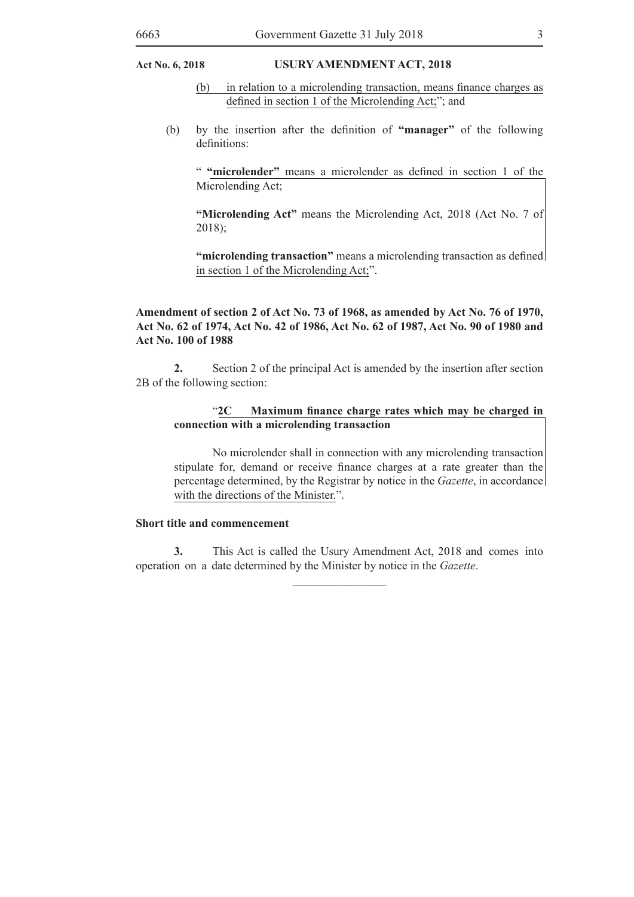(b) in relation to a microlending transaction, means finance charges as defined in section 1 of the Microlending Act;"; and

(b) by the insertion after the definition of **"manager"** of the following definitions:

" **"microlender"** means a microlender as defined in section 1 of the Microlending Act;

**"Microlending Act"** means the Microlending Act, 2018 (Act No. 7 of 2018);

**"microlending transaction"** means a microlending transaction as defined in section 1 of the Microlending Act;".

**Amendment of section 2 of Act No. 73 of 1968, as amended by Act No. 76 of 1970, Act No. 62 of 1974, Act No. 42 of 1986, Act No. 62 of 1987, Act No. 90 of 1980 and Act No. 100 of 1988**

**2.** Section 2 of the principal Act is amended by the insertion after section 2B of the following section:

"**2C Maximum finance charge rates which may be charged in connection with a microlending transaction**

No microlender shall in connection with any microlending transaction stipulate for, demand or receive finance charges at a rate greater than the percentage determined, by the Registrar by notice in the *Gazette*, in accordance with the directions of the Minister.".

**Short title and commencement**

**3.** This Act is called the Usury Amendment Act, 2018 and comes into operation on a date determined by the Minister by notice in the *Gazette*.